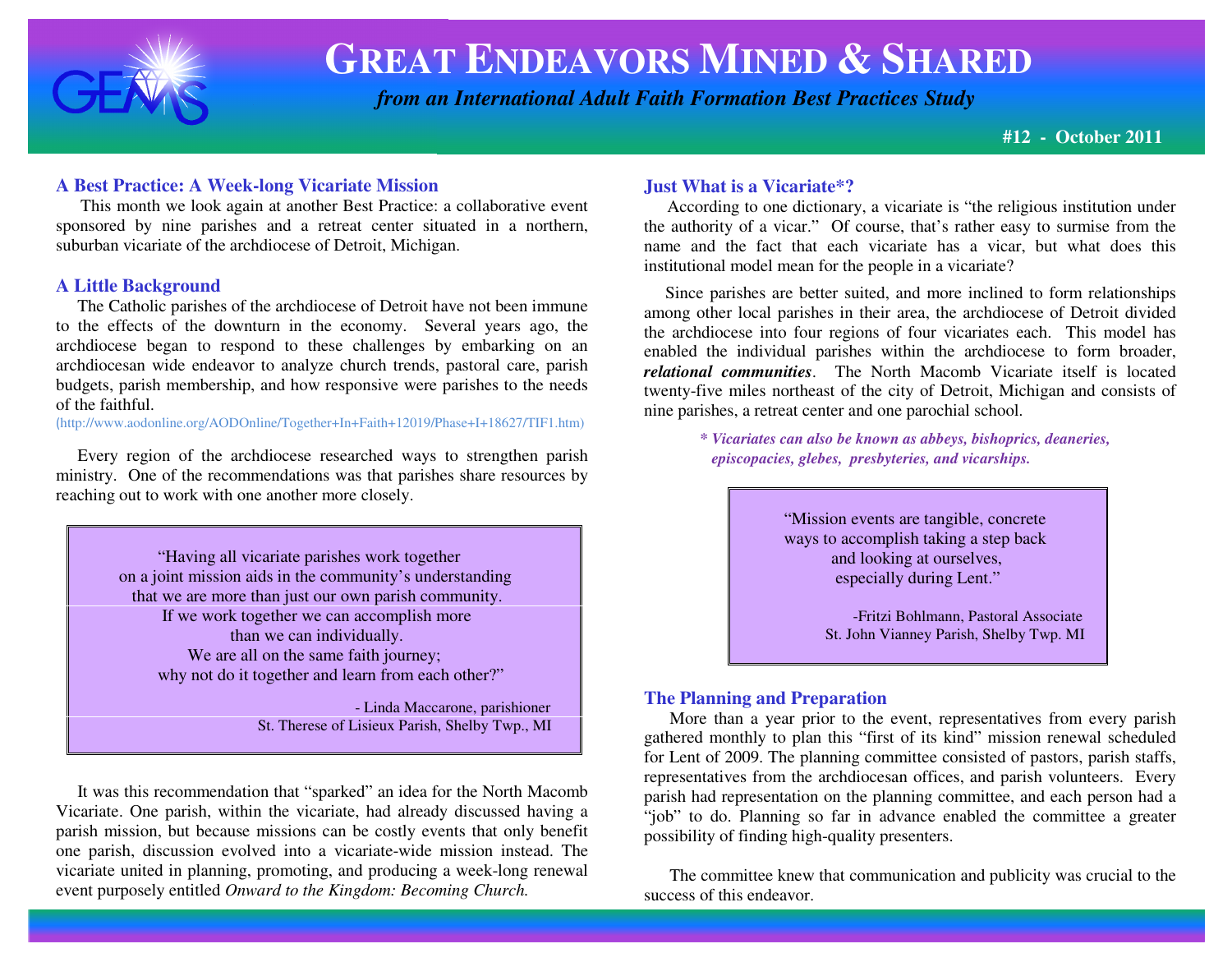# GREAT ENDEAVORS MINED & SHARED

*from an International Adult Faith Formation Best Practices Study*

**#12 - October 2011**

## A Best Practice: A Week-long Vicariate Mission

This month we look again at another Best Practice: a collaborative event sponsored by nine parishes and a retreat center situated in a northern, suburban vicariate of the archdiocese of Detroit, Michigan.

## A Little Background

The Catholic parishes of the archdiocese of Detroit have not been immune to the effects of the downturn in the economy. Several years ago, the archdiocese began to respond to these challenges by embarking on an archdiocesan wide endeavor to analyze church trends, pastoral care, parish budgets, parish membership, and how responsive were parishes to the needs of the faithful.
(http://www.aodonline.org/AODOnline/Together+In+Faith+12019/Phase+I+18627/TIF1.htm)

Every region of the archdiocese researched ways to strengthen parish ministry. One of the recommendations was that parishes share resources by reaching out to work with one another more closely.

> "Having all vicariate parishes work together on a joint mission aids in the community's understanding that we are more than just our own parish community. If we work together we can accomplish more than we can individually. We are all on the same faith journey; why not do it together and learn from each other?"
>
> \- Linda Maccarone, parishioner
> St. Therese of Lisieux Parish, Shelby Twp., MI

It was this recommendation that "sparked" an idea for the North Macomb Vicariate. One parish, within the vicariate, had already discussed having a parish mission, but because missions can be costly events that only benefit one parish, discussion evolved into a vicariate-wide mission instead. The vicariate united in planning, promoting, and producing a week-long renewal event purposely entitled *Onward to the Kingdom: Becoming Church.*

## Just What is a Vicariate*?

According to one dictionary, a vicariate is "the religious institution under the authority of a vicar." Of course, that's rather easy to surmise from the name and the fact that each vicariate has a vicar, but what does this institutional model mean for the people in a vicariate?

Since parishes are better suited, and more inclined to form relationships among other local parishes in their area, the archdiocese of Detroit divided the archdiocese into four regions of four vicariates each. This model has enabled the individual parishes within the archdiocese to form broader, ***relational communities***. The North Macomb Vicariate itself is located twenty-five miles northeast of the city of Detroit, Michigan and consists of nine parishes, a retreat center and one parochial school.

***\* Vicariates can also be known as abbeys, bishoprics, deaneries, episcopacies, glebes, presbyteries, and vicarships.***

> "Mission events are tangible, concrete ways to accomplish taking a step back and looking at ourselves, especially during Lent."
>
> -Fritzi Bohlmann, Pastoral Associate
> St. John Vianney Parish, Shelby Twp. MI

## The Planning and Preparation

More than a year prior to the event, representatives from every parish gathered monthly to plan this "first of its kind" mission renewal scheduled for Lent of 2009. The planning committee consisted of pastors, parish staffs, representatives from the archdiocesan offices, and parish volunteers. Every parish had representation on the planning committee, and each person had a "job" to do. Planning so far in advance enabled the committee a greater possibility of finding high-quality presenters.

The committee knew that communication and publicity was crucial to the success of this endeavor.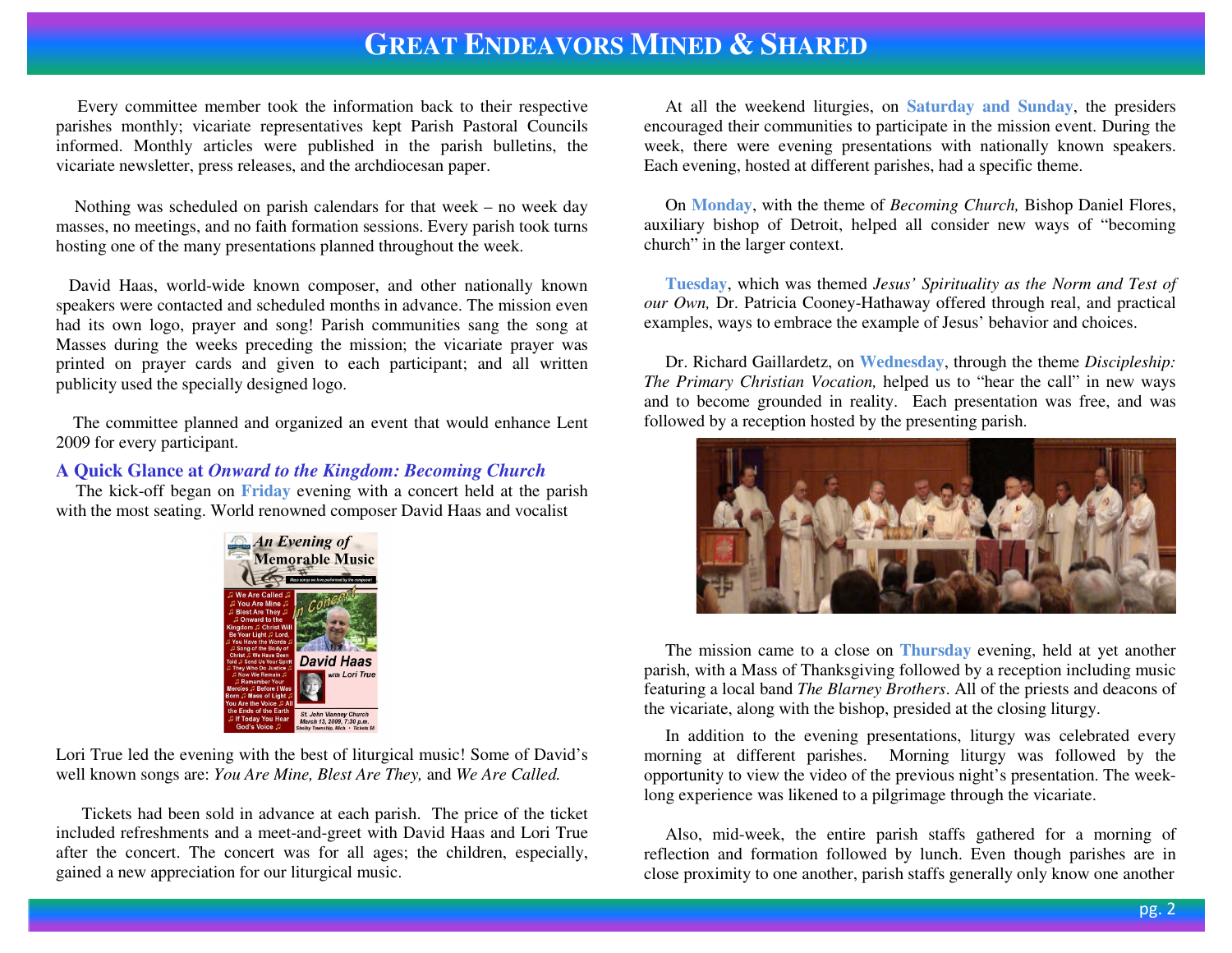Every committee member took the information back to their respective parishes monthly; vicariate representatives kept Parish Pastoral Councils informed. Monthly articles were published in the parish bulletins, the vicariate newsletter, press releases, and the archdiocesan paper.

Nothing was scheduled on parish calendars for that week – no week day masses, no meetings, and no faith formation sessions. Every parish took turns hosting one of the many presentations planned throughout the week.

David Haas, world-wide known composer, and other nationally known speakers were contacted and scheduled months in advance. The mission even had its own logo, prayer and song! Parish communities sang the song at Masses during the weeks preceding the mission; the vicariate prayer was printed on prayer cards and given to each participant; and all written publicity used the specially designed logo.

The committee planned and organized an event that would enhance Lent 2009 for every participant.

### A Quick Glance at *Onward to the Kingdom: Becoming Church*

The kick-off began on **Friday** evening with a concert held at the parish with the most seating. World renowned composer David Haas and vocalist Lori True led the evening with the best of liturgical music! Some of David's well known songs are: *You Are Mine, Blest Are They,* and *We Are Called.*

Tickets had been sold in advance at each parish. The price of the ticket included refreshments and a meet-and-greet with David Haas and Lori True after the concert. The concert was for all ages; the children, especially, gained a new appreciation for our liturgical music.

At all the weekend liturgies, on **Saturday and Sunday**, the presiders encouraged their communities to participate in the mission event. During the week, there were evening presentations with nationally known speakers. Each evening, hosted at different parishes, had a specific theme.

On **Monday**, with the theme of *Becoming Church,* Bishop Daniel Flores, auxiliary bishop of Detroit, helped all consider new ways of "becoming church" in the larger context.

**Tuesday**, which was themed *Jesus' Spirituality as the Norm and Test of our Own,* Dr. Patricia Cooney-Hathaway offered through real, and practical examples, ways to embrace the example of Jesus' behavior and choices.

Dr. Richard Gaillardetz, on **Wednesday**, through the theme *Discipleship: The Primary Christian Vocation,* helped us to "hear the call" in new ways and to become grounded in reality. Each presentation was free, and was followed by a reception hosted by the presenting parish.

The mission came to a close on **Thursday** evening, held at yet another parish, with a Mass of Thanksgiving followed by a reception including music featuring a local band *The Blarney Brothers*. All of the priests and deacons of the vicariate, along with the bishop, presided at the closing liturgy.

In addition to the evening presentations, liturgy was celebrated every morning at different parishes. Morning liturgy was followed by the opportunity to view the video of the previous night's presentation. The week-long experience was likened to a pilgrimage through the vicariate.

Also, mid-week, the entire parish staffs gathered for a morning of reflection and formation followed by lunch. Even though parishes are in close proximity to one another, parish staffs generally only know one another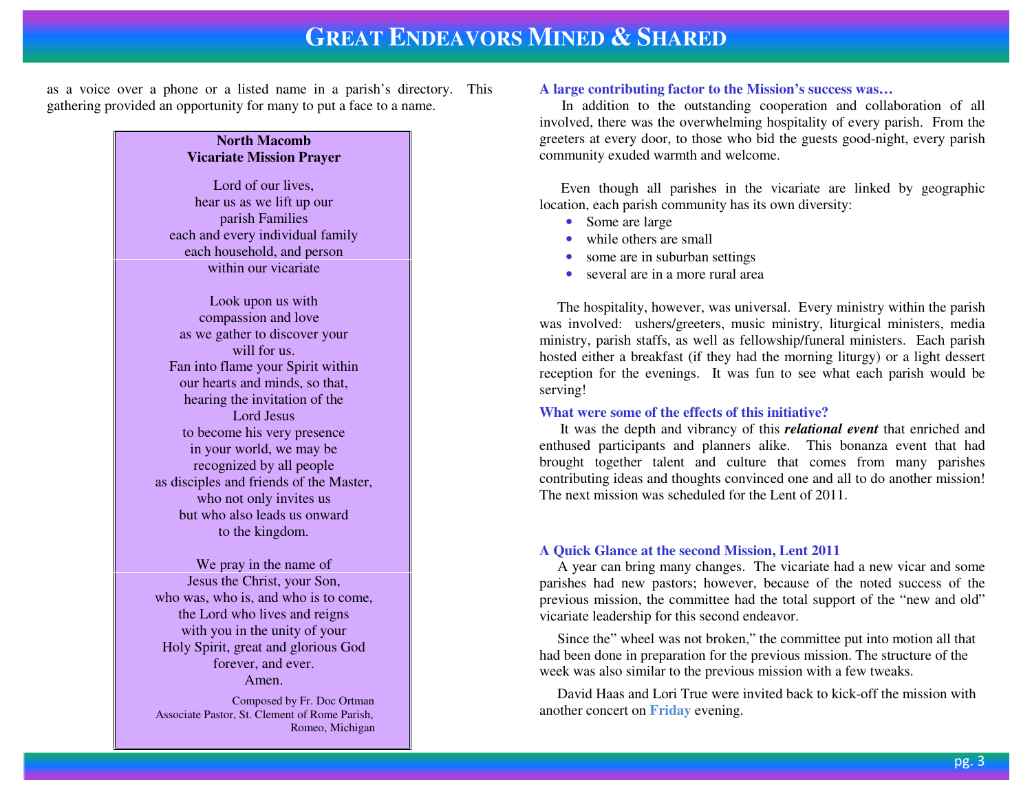as a voice over a phone or a listed name in a parish's directory. This gathering provided an opportunity for many to put a face to a name.

> **North Macomb**
> **Vicariate Mission Prayer**
>
> Lord of our lives,
> hear us as we lift up our
> parish Families
> each and every individual family
> each household, and person
> within our vicariate
>
> Look upon us with
> compassion and love
> as we gather to discover your
> will for us.
> Fan into flame your Spirit within
> our hearts and minds, so that,
> hearing the invitation of the
> Lord Jesus
> to become his very presence
> in your world, we may be
> recognized by all people
> as disciples and friends of the Master,
> who not only invites us
> but who also leads us onward
> to the kingdom.
>
> We pray in the name of
> Jesus the Christ, your Son,
> who was, who is, and who is to come,
> the Lord who lives and reigns
> with you in the unity of your
> Holy Spirit, great and glorious God
> forever, and ever.
> Amen.
>
> Composed by Fr. Doc Ortman
> Associate Pastor, St. Clement of Rome Parish,
> Romeo, Michigan

**A large contributing factor to the Mission's success was…**

In addition to the outstanding cooperation and collaboration of all involved, there was the overwhelming hospitality of every parish. From the greeters at every door, to those who bid the guests good-night, every parish community exuded warmth and welcome.

Even though all parishes in the vicariate are linked by geographic location, each parish community has its own diversity:

- Some are large
- while others are small
- some are in suburban settings
- several are in a more rural area

The hospitality, however, was universal. Every ministry within the parish was involved: ushers/greeters, music ministry, liturgical ministers, media ministry, parish staffs, as well as fellowship/funeral ministers. Each parish hosted either a breakfast (if they had the morning liturgy) or a light dessert reception for the evenings. It was fun to see what each parish would be serving!

**What were some of the effects of this initiative?**

It was the depth and vibrancy of this ***relational event*** that enriched and enthused participants and planners alike. This bonanza event that had brought together talent and culture that comes from many parishes contributing ideas and thoughts convinced one and all to do another mission! The next mission was scheduled for the Lent of 2011.

**A Quick Glance at the second Mission, Lent 2011**

A year can bring many changes. The vicariate had a new vicar and some parishes had new pastors; however, because of the noted success of the previous mission, the committee had the total support of the "new and old" vicariate leadership for this second endeavor.

Since the" wheel was not broken," the committee put into motion all that had been done in preparation for the previous mission. The structure of the week was also similar to the previous mission with a few tweaks.

David Haas and Lori True were invited back to kick-off the mission with another concert on **Friday** evening.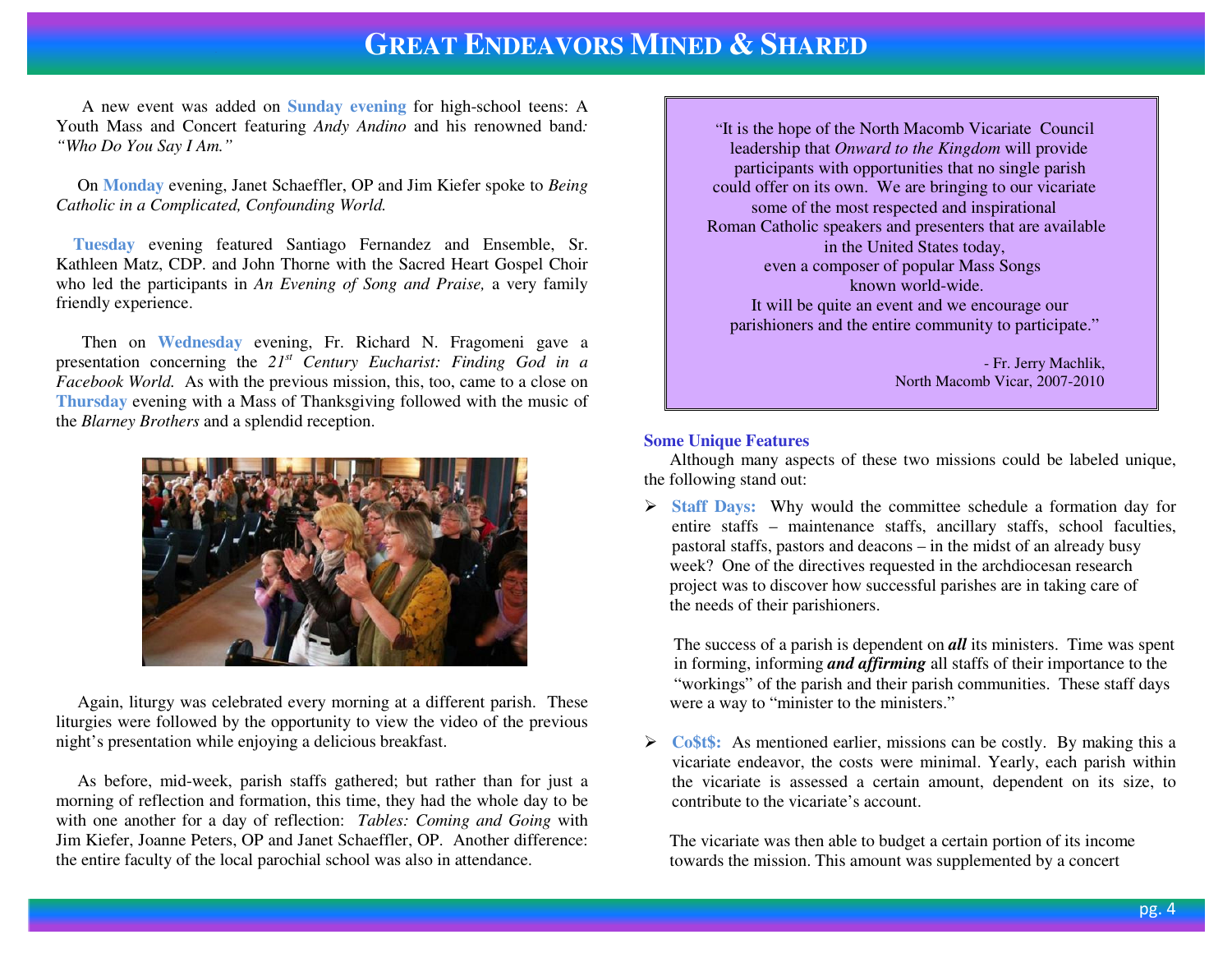# GREAT ENDEAVORS MINED & SHARED

A new event was added on **Sunday evening** for high-school teens: A Youth Mass and Concert featuring *Andy Andino* and his renowned band*: "Who Do You Say I Am."*

On **Monday** evening, Janet Schaeffler, OP and Jim Kiefer spoke to *Being Catholic in a Complicated, Confounding World.*

**Tuesday** evening featured Santiago Fernandez and Ensemble, Sr. Kathleen Matz, CDP. and John Thorne with the Sacred Heart Gospel Choir who led the participants in *An Evening of Song and Praise,* a very family friendly experience.

Then on **Wednesday** evening, Fr. Richard N. Fragomeni gave a presentation concerning the *21st Century Eucharist: Finding God in a Facebook World.* As with the previous mission, this, too, came to a close on **Thursday** evening with a Mass of Thanksgiving followed with the music of the *Blarney Brothers* and a splendid reception.

Again, liturgy was celebrated every morning at a different parish. These liturgies were followed by the opportunity to view the video of the previous night's presentation while enjoying a delicious breakfast.

As before, mid-week, parish staffs gathered; but rather than for just a morning of reflection and formation, this time, they had the whole day to be with one another for a day of reflection: *Tables: Coming and Going* with Jim Kiefer, Joanne Peters, OP and Janet Schaeffler, OP. Another difference: the entire faculty of the local parochial school was also in attendance.

> "It is the hope of the North Macomb Vicariate Council leadership that *Onward to the Kingdom* will provide participants with opportunities that no single parish could offer on its own. We are bringing to our vicariate some of the most respected and inspirational Roman Catholic speakers and presenters that are available in the United States today, even a composer of popular Mass Songs known world-wide. It will be quite an event and we encourage our parishioners and the entire community to participate."
>
> \- Fr. Jerry Machlik, North Macomb Vicar, 2007-2010

### Some Unique Features

Although many aspects of these two missions could be labeled unique, the following stand out:

- **Staff Days:** Why would the committee schedule a formation day for entire staffs – maintenance staffs, ancillary staffs, school faculties, pastoral staffs, pastors and deacons – in the midst of an already busy week? One of the directives requested in the archdiocesan research project was to discover how successful parishes are in taking care of the needs of their parishioners.

  The success of a parish is dependent on ***all*** its ministers. Time was spent in forming, informing ***and affirming*** all staffs of their importance to the "workings" of the parish and their parish communities. These staff days were a way to "minister to the ministers."

- **Co$t$:** As mentioned earlier, missions can be costly. By making this a vicariate endeavor, the costs were minimal. Yearly, each parish within the vicariate is assessed a certain amount, dependent on its size, to contribute to the vicariate's account.

  The vicariate was then able to budget a certain portion of its income towards the mission. This amount was supplemented by a concert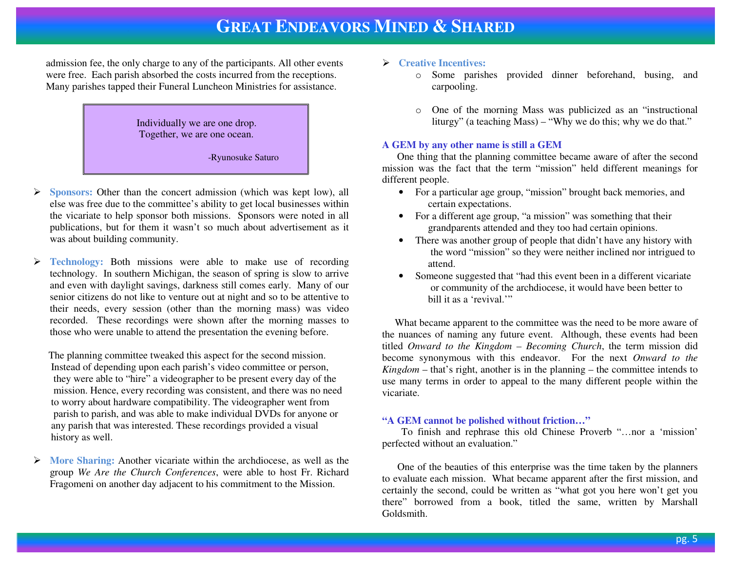admission fee, the only charge to any of the participants. All other events were free. Each parish absorbed the costs incurred from the receptions. Many parishes tapped their Funeral Luncheon Ministries for assistance.

> Individually we are one drop.
> Together, we are one ocean.
>
> -Ryunosuke Saturo

- **Sponsors:** Other than the concert admission (which was kept low), all else was free due to the committee's ability to get local businesses within the vicariate to help sponsor both missions. Sponsors were noted in all publications, but for them it wasn't so much about advertisement as it was about building community.

- **Technology:** Both missions were able to make use of recording technology. In southern Michigan, the season of spring is slow to arrive and even with daylight savings, darkness still comes early. Many of our senior citizens do not like to venture out at night and so to be attentive to their needs, every session (other than the morning mass) was video recorded. These recordings were shown after the morning masses to those who were unable to attend the presentation the evening before.

  The planning committee tweaked this aspect for the second mission. Instead of depending upon each parish's video committee or person, they were able to "hire" a videographer to be present every day of the mission. Hence, every recording was consistent, and there was no need to worry about hardware compatibility. The videographer went from parish to parish, and was able to make individual DVDs for anyone or any parish that was interested. These recordings provided a visual history as well.

- **More Sharing:** Another vicariate within the archdiocese, as well as the group *We Are the Church Conferences*, were able to host Fr. Richard Fragomeni on another day adjacent to his commitment to the Mission.

- **Creative Incentives:**
  - Some parishes provided dinner beforehand, busing, and carpooling.
  - One of the morning Mass was publicized as an "instructional liturgy" (a teaching Mass) – "Why we do this; why we do that."

**A GEM by any other name is still a GEM**

One thing that the planning committee became aware of after the second mission was the fact that the term "mission" held different meanings for different people.

- For a particular age group, "mission" brought back memories, and certain expectations.
- For a different age group, "a mission" was something that their grandparents attended and they too had certain opinions.
- There was another group of people that didn't have any history with the word "mission" so they were neither inclined nor intrigued to attend.
- Someone suggested that "had this event been in a different vicariate or community of the archdiocese, it would have been better to bill it as a 'revival.'"

What became apparent to the committee was the need to be more aware of the nuances of naming any future event. Although, these events had been titled *Onward to the Kingdom – Becoming Church*, the term mission did become synonymous with this endeavor. For the next *Onward to the Kingdom* – that's right, another is in the planning – the committee intends to use many terms in order to appeal to the many different people within the vicariate.

**"A GEM cannot be polished without friction…"**

To finish and rephrase this old Chinese Proverb "…nor a 'mission' perfected without an evaluation."

One of the beauties of this enterprise was the time taken by the planners to evaluate each mission. What became apparent after the first mission, and certainly the second, could be written as "what got you here won't get you there" borrowed from a book, titled the same, written by Marshall Goldsmith.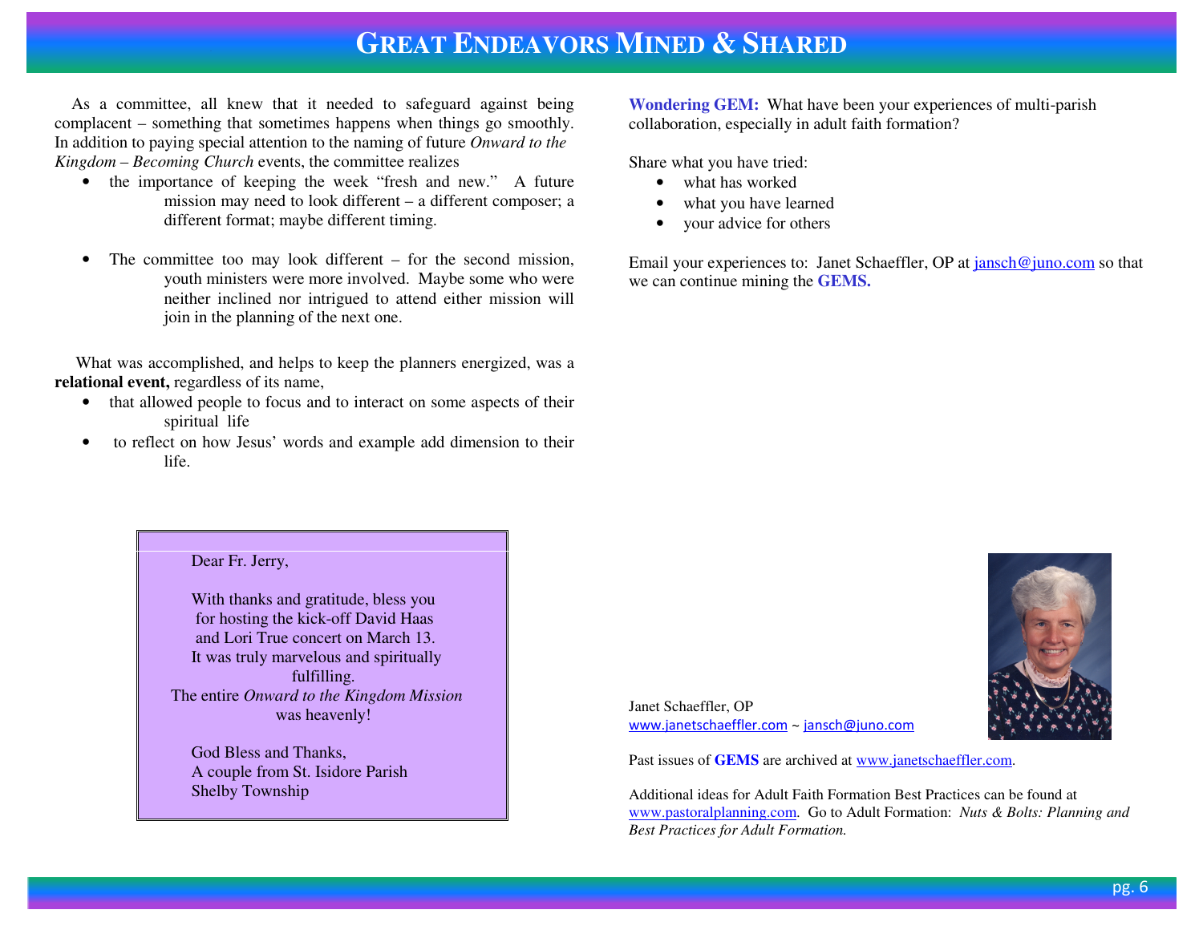As a committee, all knew that it needed to safeguard against being complacent – something that sometimes happens when things go smoothly. In addition to paying special attention to the naming of future *Onward to the Kingdom – Becoming Church* events, the committee realizes

- the importance of keeping the week "fresh and new." A future mission may need to look different – a different composer; a different format; maybe different timing.
- The committee too may look different – for the second mission, youth ministers were more involved. Maybe some who were neither inclined nor intrigued to attend either mission will join in the planning of the next one.

What was accomplished, and helps to keep the planners energized, was a **relational event,** regardless of its name,

- that allowed people to focus and to interact on some aspects of their spiritual life
- to reflect on how Jesus' words and example add dimension to their life.

> Dear Fr. Jerry,
>
> With thanks and gratitude, bless you for hosting the kick-off David Haas and Lori True concert on March 13. It was truly marvelous and spiritually fulfilling. The entire *Onward to the Kingdom Mission* was heavenly!
>
> God Bless and Thanks,
> A couple from St. Isidore Parish
> Shelby Township

**Wondering GEM:** What have been your experiences of multi-parish collaboration, especially in adult faith formation?

Share what you have tried:

- what has worked
- what you have learned
- your advice for others

Email your experiences to: Janet Schaeffler, OP at jansch@juno.com so that we can continue mining the **GEMS.**

Janet Schaeffler, OP
www.janetschaeffler.com ~ jansch@juno.com

Past issues of **GEMS** are archived at www.janetschaeffler.com.

Additional ideas for Adult Faith Formation Best Practices can be found at www.pastoralplanning.com. Go to Adult Formation: *Nuts & Bolts: Planning and Best Practices for Adult Formation.*